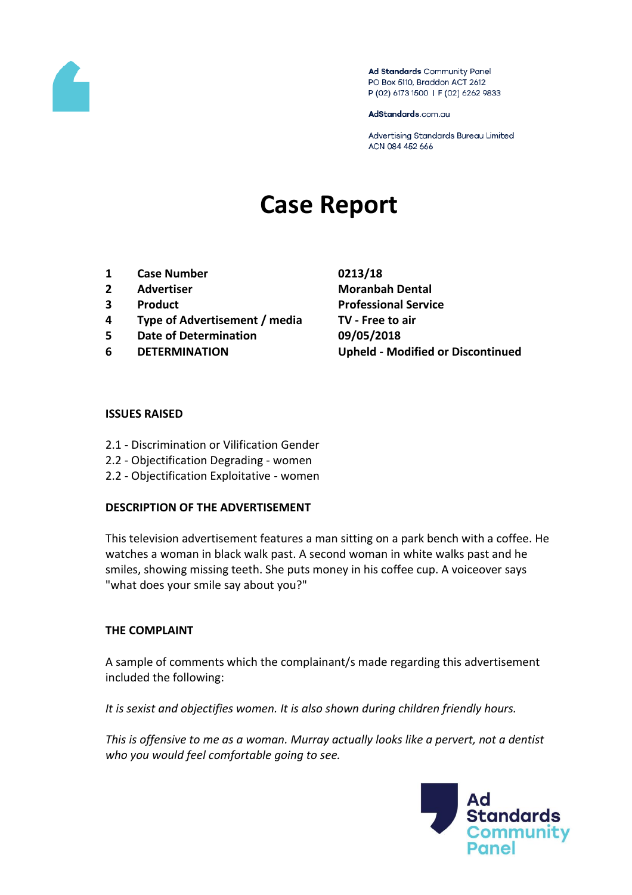Ad Standards Community Panel
PO Box 5110, Braddon ACT 2612
P (02) 6173 1500 | F (02) 6262 9833

AdStandards.com.au

Advertising Standards Bureau Limited
ACN 084 452 666

# Case Report

| | | |
|---|---|---|
| 1 | **Case Number** | **0213/18** |
| 2 | **Advertiser** | **Moranbah Dental** |
| 3 | **Product** | **Professional Service** |
| 4 | **Type of Advertisement / media** | **TV - Free to air** |
| 5 | **Date of Determination** | **09/05/2018** |
| 6 | **DETERMINATION** | **Upheld - Modified or Discontinued** |

**ISSUES RAISED**

2.1 - Discrimination or Vilification Gender
2.2 - Objectification Degrading - women
2.2 - Objectification Exploitative - women

**DESCRIPTION OF THE ADVERTISEMENT**

This television advertisement features a man sitting on a park bench with a coffee. He watches a woman in black walk past. A second woman in white walks past and he smiles, showing missing teeth. She puts money in his coffee cup. A voiceover says "what does your smile say about you?"

**THE COMPLAINT**

A sample of comments which the complainant/s made regarding this advertisement included the following:

*It is sexist and objectifies women. It is also shown during children friendly hours.*

*This is offensive to me as a woman. Murray actually looks like a pervert, not a dentist who you would feel comfortable going to see.*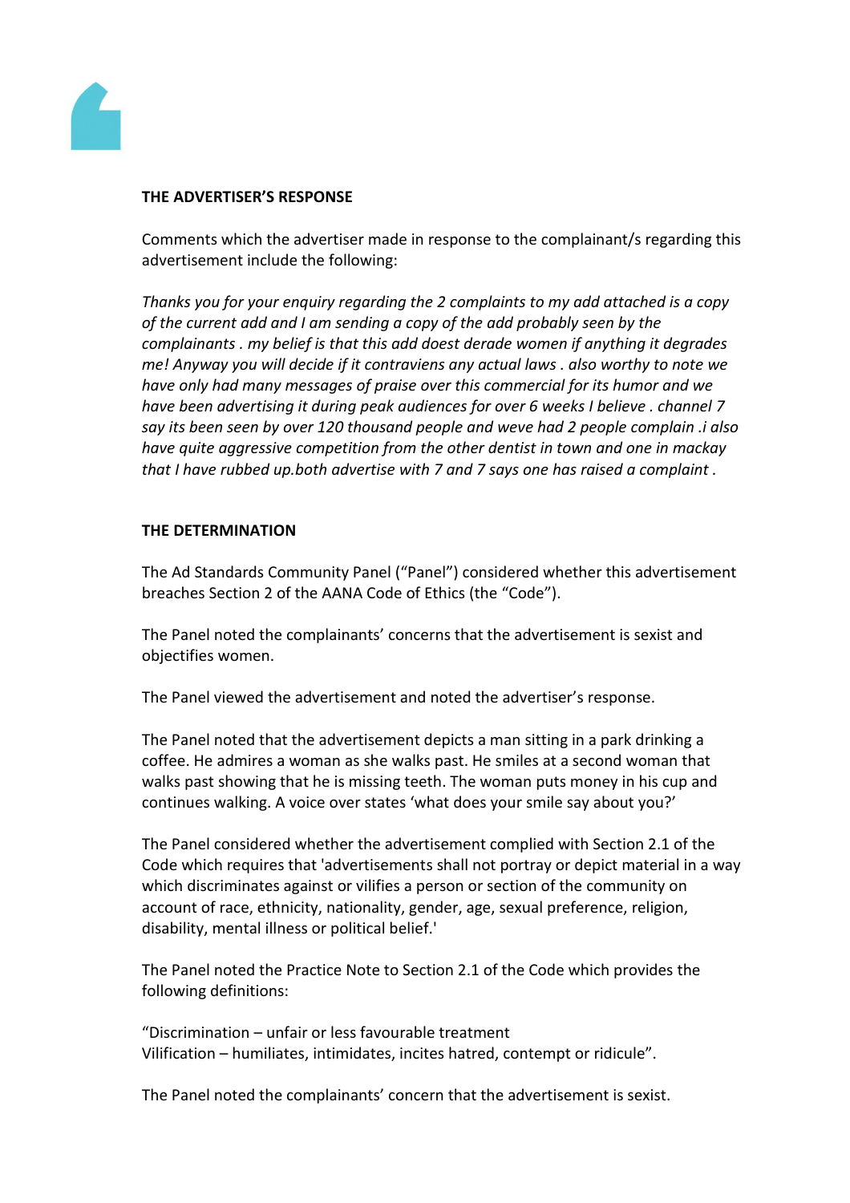**THE ADVERTISER'S RESPONSE**

Comments which the advertiser made in response to the complainant/s regarding this advertisement include the following:

*Thanks you for your enquiry regarding the 2 complaints to my add attached is a copy of the current add and I am sending a copy of the add probably seen by the complainants . my belief is that this add doest derade women if anything it degrades me! Anyway you will decide if it contraviens any actual laws . also worthy to note we have only had many messages of praise over this commercial for its humor and we have been advertising it during peak audiences for over 6 weeks I believe . channel 7 say its been seen by over 120 thousand people and weve had 2 people complain .i also have quite aggressive competition from the other dentist in town and one in mackay that I have rubbed up.both advertise with 7 and 7 says one has raised a complaint .*

**THE DETERMINATION**

The Ad Standards Community Panel ("Panel") considered whether this advertisement breaches Section 2 of the AANA Code of Ethics (the "Code").

The Panel noted the complainants' concerns that the advertisement is sexist and objectifies women.

The Panel viewed the advertisement and noted the advertiser's response.

The Panel noted that the advertisement depicts a man sitting in a park drinking a coffee. He admires a woman as she walks past. He smiles at a second woman that walks past showing that he is missing teeth. The woman puts money in his cup and continues walking. A voice over states 'what does your smile say about you?'

The Panel considered whether the advertisement complied with Section 2.1 of the Code which requires that 'advertisements shall not portray or depict material in a way which discriminates against or vilifies a person or section of the community on account of race, ethnicity, nationality, gender, age, sexual preference, religion, disability, mental illness or political belief.'

The Panel noted the Practice Note to Section 2.1 of the Code which provides the following definitions:

"Discrimination – unfair or less favourable treatment
Vilification – humiliates, intimidates, incites hatred, contempt or ridicule".

The Panel noted the complainants' concern that the advertisement is sexist.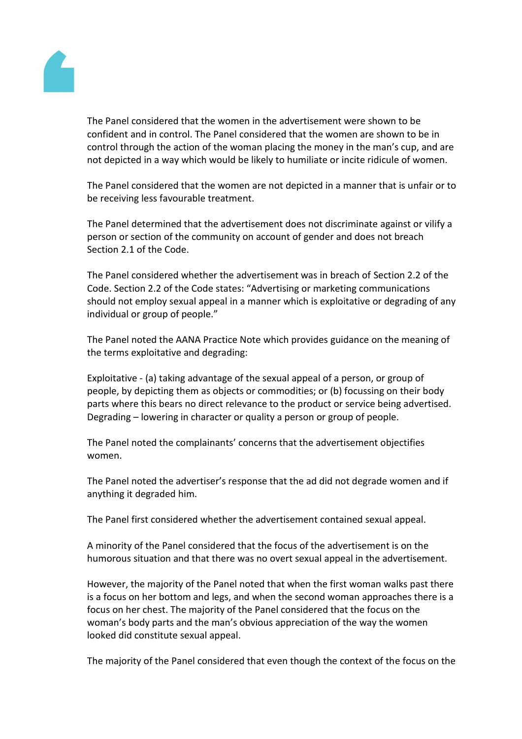The Panel considered that the women in the advertisement were shown to be confident and in control. The Panel considered that the women are shown to be in control through the action of the woman placing the money in the man's cup, and are not depicted in a way which would be likely to humiliate or incite ridicule of women.

The Panel considered that the women are not depicted in a manner that is unfair or to be receiving less favourable treatment.

The Panel determined that the advertisement does not discriminate against or vilify a person or section of the community on account of gender and does not breach Section 2.1 of the Code.

The Panel considered whether the advertisement was in breach of Section 2.2 of the Code. Section 2.2 of the Code states: "Advertising or marketing communications should not employ sexual appeal in a manner which is exploitative or degrading of any individual or group of people."

The Panel noted the AANA Practice Note which provides guidance on the meaning of the terms exploitative and degrading:

Exploitative - (a) taking advantage of the sexual appeal of a person, or group of people, by depicting them as objects or commodities; or (b) focussing on their body parts where this bears no direct relevance to the product or service being advertised.
Degrading – lowering in character or quality a person or group of people.

The Panel noted the complainants' concerns that the advertisement objectifies women.

The Panel noted the advertiser's response that the ad did not degrade women and if anything it degraded him.

The Panel first considered whether the advertisement contained sexual appeal.

A minority of the Panel considered that the focus of the advertisement is on the humorous situation and that there was no overt sexual appeal in the advertisement.

However, the majority of the Panel noted that when the first woman walks past there is a focus on her bottom and legs, and when the second woman approaches there is a focus on her chest. The majority of the Panel considered that the focus on the woman's body parts and the man's obvious appreciation of the way the women looked did constitute sexual appeal.

The majority of the Panel considered that even though the context of the focus on the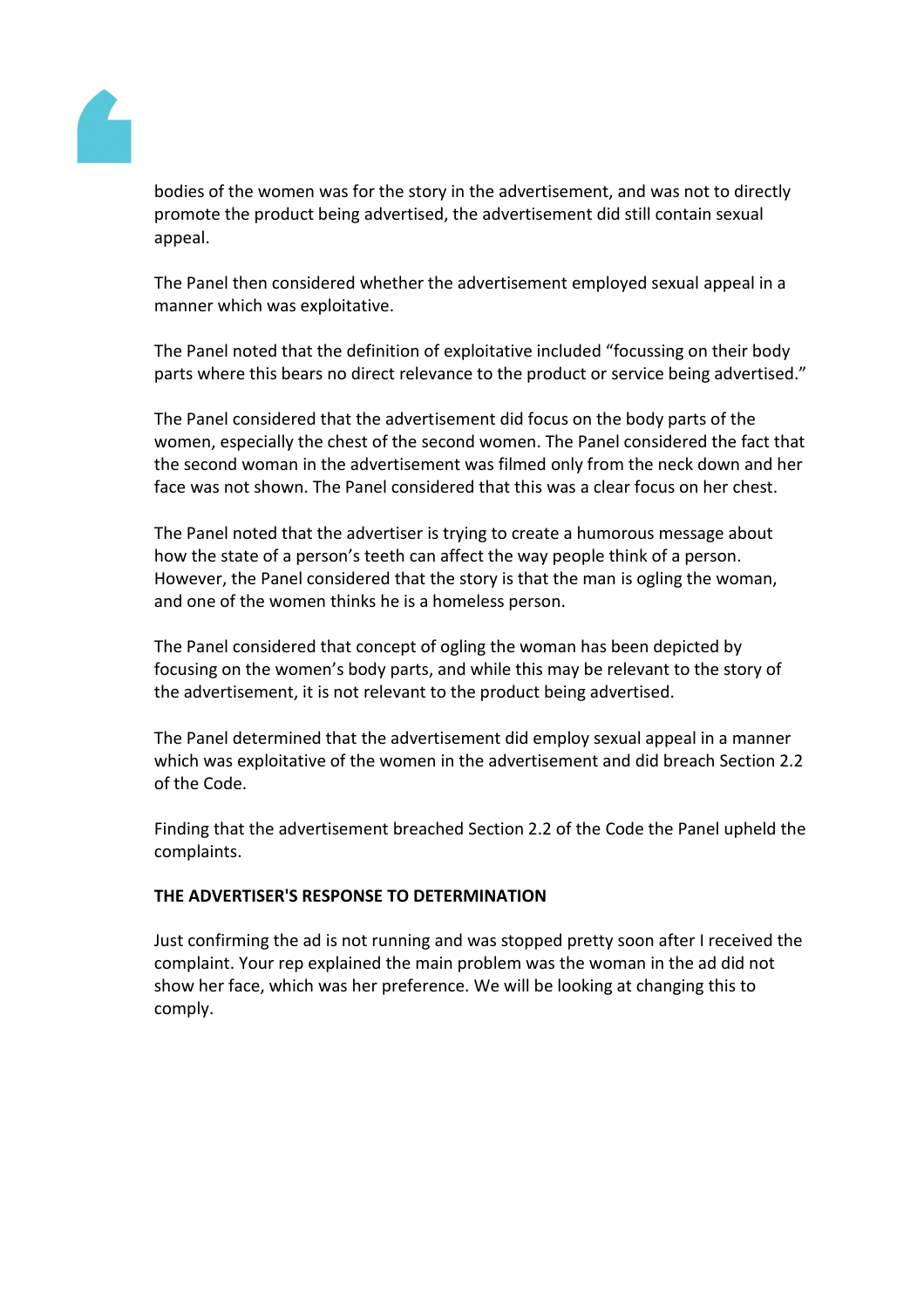bodies of the women was for the story in the advertisement, and was not to directly promote the product being advertised, the advertisement did still contain sexual appeal.

The Panel then considered whether the advertisement employed sexual appeal in a manner which was exploitative.

The Panel noted that the definition of exploitative included "focussing on their body parts where this bears no direct relevance to the product or service being advertised."

The Panel considered that the advertisement did focus on the body parts of the women, especially the chest of the second women. The Panel considered the fact that the second woman in the advertisement was filmed only from the neck down and her face was not shown. The Panel considered that this was a clear focus on her chest.

The Panel noted that the advertiser is trying to create a humorous message about how the state of a person's teeth can affect the way people think of a person. However, the Panel considered that the story is that the man is ogling the woman, and one of the women thinks he is a homeless person.

The Panel considered that concept of ogling the woman has been depicted by focusing on the women's body parts, and while this may be relevant to the story of the advertisement, it is not relevant to the product being advertised.

The Panel determined that the advertisement did employ sexual appeal in a manner which was exploitative of the women in the advertisement and did breach Section 2.2 of the Code.

Finding that the advertisement breached Section 2.2 of the Code the Panel upheld the complaints.

**THE ADVERTISER'S RESPONSE TO DETERMINATION**

Just confirming the ad is not running and was stopped pretty soon after I received the complaint. Your rep explained the main problem was the woman in the ad did not show her face, which was her preference. We will be looking at changing this to comply.